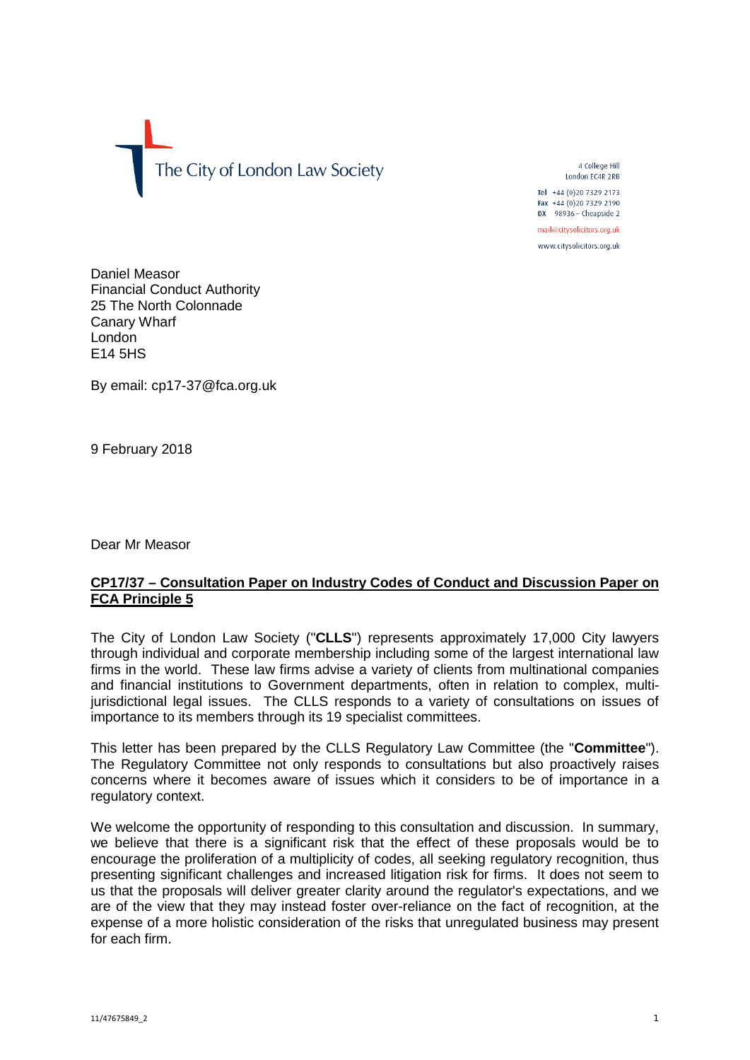The City of London Law Society

4 College Hill
London EC4R 2RB

Tel +44 (0)20 7329 2173
Fax +44 (0)20 7329 2190
DX 98936 – Cheapside 2

mail@citysolicitors.org.uk

www.citysolicitors.org.uk

Daniel Measor
Financial Conduct Authority
25 The North Colonnade
Canary Wharf
London
E14 5HS

By email: cp17-37@fca.org.uk

9 February 2018

Dear Mr Measor

**CP17/37 – Consultation Paper on Industry Codes of Conduct and Discussion Paper on FCA Principle 5**

The City of London Law Society ("**CLLS**") represents approximately 17,000 City lawyers through individual and corporate membership including some of the largest international law firms in the world. These law firms advise a variety of clients from multinational companies and financial institutions to Government departments, often in relation to complex, multi-jurisdictional legal issues. The CLLS responds to a variety of consultations on issues of importance to its members through its 19 specialist committees.

This letter has been prepared by the CLLS Regulatory Law Committee (the "**Committee**"). The Regulatory Committee not only responds to consultations but also proactively raises concerns where it becomes aware of issues which it considers to be of importance in a regulatory context.

We welcome the opportunity of responding to this consultation and discussion. In summary, we believe that there is a significant risk that the effect of these proposals would be to encourage the proliferation of a multiplicity of codes, all seeking regulatory recognition, thus presenting significant challenges and increased litigation risk for firms. It does not seem to us that the proposals will deliver greater clarity around the regulator's expectations, and we are of the view that they may instead foster over-reliance on the fact of recognition, at the expense of a more holistic consideration of the risks that unregulated business may present for each firm.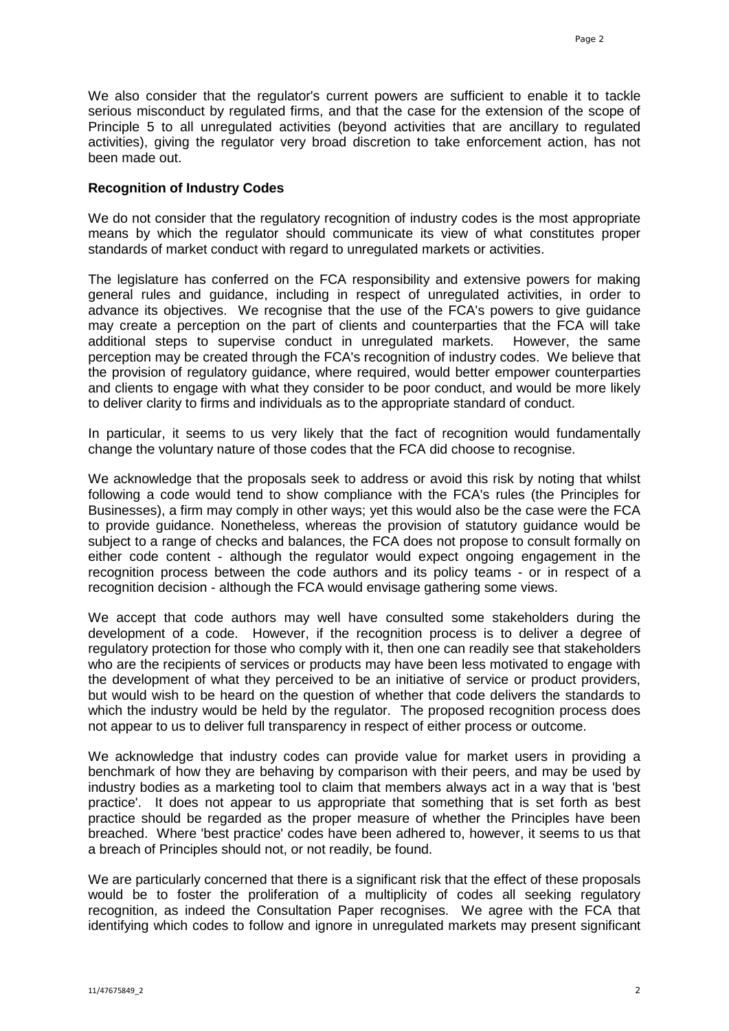We also consider that the regulator's current powers are sufficient to enable it to tackle serious misconduct by regulated firms, and that the case for the extension of the scope of Principle 5 to all unregulated activities (beyond activities that are ancillary to regulated activities), giving the regulator very broad discretion to take enforcement action, has not been made out.

**Recognition of Industry Codes**

We do not consider that the regulatory recognition of industry codes is the most appropriate means by which the regulator should communicate its view of what constitutes proper standards of market conduct with regard to unregulated markets or activities.

The legislature has conferred on the FCA responsibility and extensive powers for making general rules and guidance, including in respect of unregulated activities, in order to advance its objectives. We recognise that the use of the FCA's powers to give guidance may create a perception on the part of clients and counterparties that the FCA will take additional steps to supervise conduct in unregulated markets. However, the same perception may be created through the FCA's recognition of industry codes. We believe that the provision of regulatory guidance, where required, would better empower counterparties and clients to engage with what they consider to be poor conduct, and would be more likely to deliver clarity to firms and individuals as to the appropriate standard of conduct.

In particular, it seems to us very likely that the fact of recognition would fundamentally change the voluntary nature of those codes that the FCA did choose to recognise.

We acknowledge that the proposals seek to address or avoid this risk by noting that whilst following a code would tend to show compliance with the FCA's rules (the Principles for Businesses), a firm may comply in other ways; yet this would also be the case were the FCA to provide guidance. Nonetheless, whereas the provision of statutory guidance would be subject to a range of checks and balances, the FCA does not propose to consult formally on either code content - although the regulator would expect ongoing engagement in the recognition process between the code authors and its policy teams - or in respect of a recognition decision - although the FCA would envisage gathering some views.

We accept that code authors may well have consulted some stakeholders during the development of a code. However, if the recognition process is to deliver a degree of regulatory protection for those who comply with it, then one can readily see that stakeholders who are the recipients of services or products may have been less motivated to engage with the development of what they perceived to be an initiative of service or product providers, but would wish to be heard on the question of whether that code delivers the standards to which the industry would be held by the regulator. The proposed recognition process does not appear to us to deliver full transparency in respect of either process or outcome.

We acknowledge that industry codes can provide value for market users in providing a benchmark of how they are behaving by comparison with their peers, and may be used by industry bodies as a marketing tool to claim that members always act in a way that is 'best practice'. It does not appear to us appropriate that something that is set forth as best practice should be regarded as the proper measure of whether the Principles have been breached. Where 'best practice' codes have been adhered to, however, it seems to us that a breach of Principles should not, or not readily, be found.

We are particularly concerned that there is a significant risk that the effect of these proposals would be to foster the proliferation of a multiplicity of codes all seeking regulatory recognition, as indeed the Consultation Paper recognises. We agree with the FCA that identifying which codes to follow and ignore in unregulated markets may present significant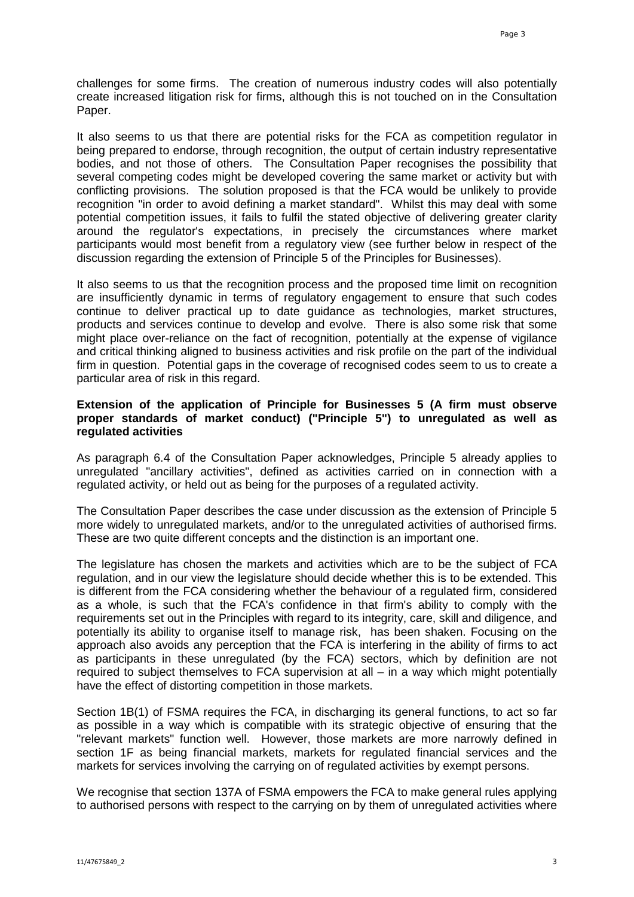challenges for some firms. The creation of numerous industry codes will also potentially create increased litigation risk for firms, although this is not touched on in the Consultation Paper.

It also seems to us that there are potential risks for the FCA as competition regulator in being prepared to endorse, through recognition, the output of certain industry representative bodies, and not those of others. The Consultation Paper recognises the possibility that several competing codes might be developed covering the same market or activity but with conflicting provisions. The solution proposed is that the FCA would be unlikely to provide recognition "in order to avoid defining a market standard". Whilst this may deal with some potential competition issues, it fails to fulfil the stated objective of delivering greater clarity around the regulator's expectations, in precisely the circumstances where market participants would most benefit from a regulatory view (see further below in respect of the discussion regarding the extension of Principle 5 of the Principles for Businesses).

It also seems to us that the recognition process and the proposed time limit on recognition are insufficiently dynamic in terms of regulatory engagement to ensure that such codes continue to deliver practical up to date guidance as technologies, market structures, products and services continue to develop and evolve. There is also some risk that some might place over-reliance on the fact of recognition, potentially at the expense of vigilance and critical thinking aligned to business activities and risk profile on the part of the individual firm in question. Potential gaps in the coverage of recognised codes seem to us to create a particular area of risk in this regard.

**Extension of the application of Principle for Businesses 5 (A firm must observe proper standards of market conduct) ("Principle 5") to unregulated as well as regulated activities**

As paragraph 6.4 of the Consultation Paper acknowledges, Principle 5 already applies to unregulated "ancillary activities", defined as activities carried on in connection with a regulated activity, or held out as being for the purposes of a regulated activity.

The Consultation Paper describes the case under discussion as the extension of Principle 5 more widely to unregulated markets, and/or to the unregulated activities of authorised firms. These are two quite different concepts and the distinction is an important one.

The legislature has chosen the markets and activities which are to be the subject of FCA regulation, and in our view the legislature should decide whether this is to be extended. This is different from the FCA considering whether the behaviour of a regulated firm, considered as a whole, is such that the FCA's confidence in that firm's ability to comply with the requirements set out in the Principles with regard to its integrity, care, skill and diligence, and potentially its ability to organise itself to manage risk, has been shaken. Focusing on the approach also avoids any perception that the FCA is interfering in the ability of firms to act as participants in these unregulated (by the FCA) sectors, which by definition are not required to subject themselves to FCA supervision at all – in a way which might potentially have the effect of distorting competition in those markets.

Section 1B(1) of FSMA requires the FCA, in discharging its general functions, to act so far as possible in a way which is compatible with its strategic objective of ensuring that the "relevant markets" function well. However, those markets are more narrowly defined in section 1F as being financial markets, markets for regulated financial services and the markets for services involving the carrying on of regulated activities by exempt persons.

We recognise that section 137A of FSMA empowers the FCA to make general rules applying to authorised persons with respect to the carrying on by them of unregulated activities where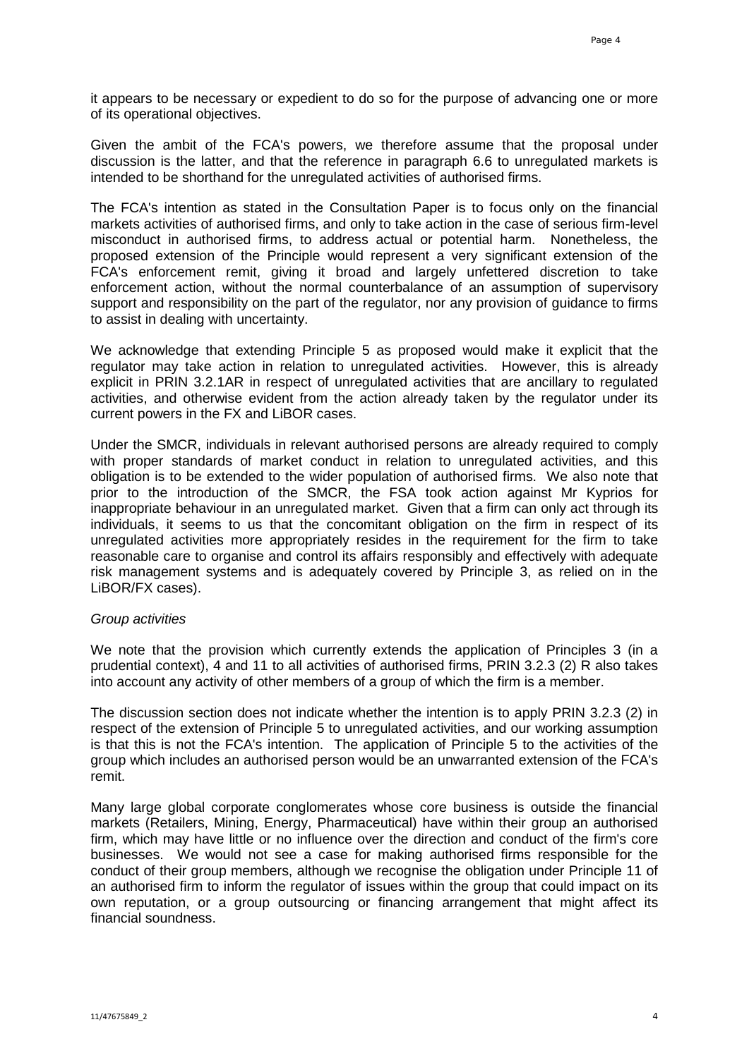it appears to be necessary or expedient to do so for the purpose of advancing one or more of its operational objectives.

Given the ambit of the FCA's powers, we therefore assume that the proposal under discussion is the latter, and that the reference in paragraph 6.6 to unregulated markets is intended to be shorthand for the unregulated activities of authorised firms.

The FCA's intention as stated in the Consultation Paper is to focus only on the financial markets activities of authorised firms, and only to take action in the case of serious firm-level misconduct in authorised firms, to address actual or potential harm. Nonetheless, the proposed extension of the Principle would represent a very significant extension of the FCA's enforcement remit, giving it broad and largely unfettered discretion to take enforcement action, without the normal counterbalance of an assumption of supervisory support and responsibility on the part of the regulator, nor any provision of guidance to firms to assist in dealing with uncertainty.

We acknowledge that extending Principle 5 as proposed would make it explicit that the regulator may take action in relation to unregulated activities. However, this is already explicit in PRIN 3.2.1AR in respect of unregulated activities that are ancillary to regulated activities, and otherwise evident from the action already taken by the regulator under its current powers in the FX and LiBOR cases.

Under the SMCR, individuals in relevant authorised persons are already required to comply with proper standards of market conduct in relation to unregulated activities, and this obligation is to be extended to the wider population of authorised firms. We also note that prior to the introduction of the SMCR, the FSA took action against Mr Kyprios for inappropriate behaviour in an unregulated market. Given that a firm can only act through its individuals, it seems to us that the concomitant obligation on the firm in respect of its unregulated activities more appropriately resides in the requirement for the firm to take reasonable care to organise and control its affairs responsibly and effectively with adequate risk management systems and is adequately covered by Principle 3, as relied on in the LiBOR/FX cases).

*Group activities*

We note that the provision which currently extends the application of Principles 3 (in a prudential context), 4 and 11 to all activities of authorised firms, PRIN 3.2.3 (2) R also takes into account any activity of other members of a group of which the firm is a member.

The discussion section does not indicate whether the intention is to apply PRIN 3.2.3 (2) in respect of the extension of Principle 5 to unregulated activities, and our working assumption is that this is not the FCA's intention. The application of Principle 5 to the activities of the group which includes an authorised person would be an unwarranted extension of the FCA's remit.

Many large global corporate conglomerates whose core business is outside the financial markets (Retailers, Mining, Energy, Pharmaceutical) have within their group an authorised firm, which may have little or no influence over the direction and conduct of the firm's core businesses. We would not see a case for making authorised firms responsible for the conduct of their group members, although we recognise the obligation under Principle 11 of an authorised firm to inform the regulator of issues within the group that could impact on its own reputation, or a group outsourcing or financing arrangement that might affect its financial soundness.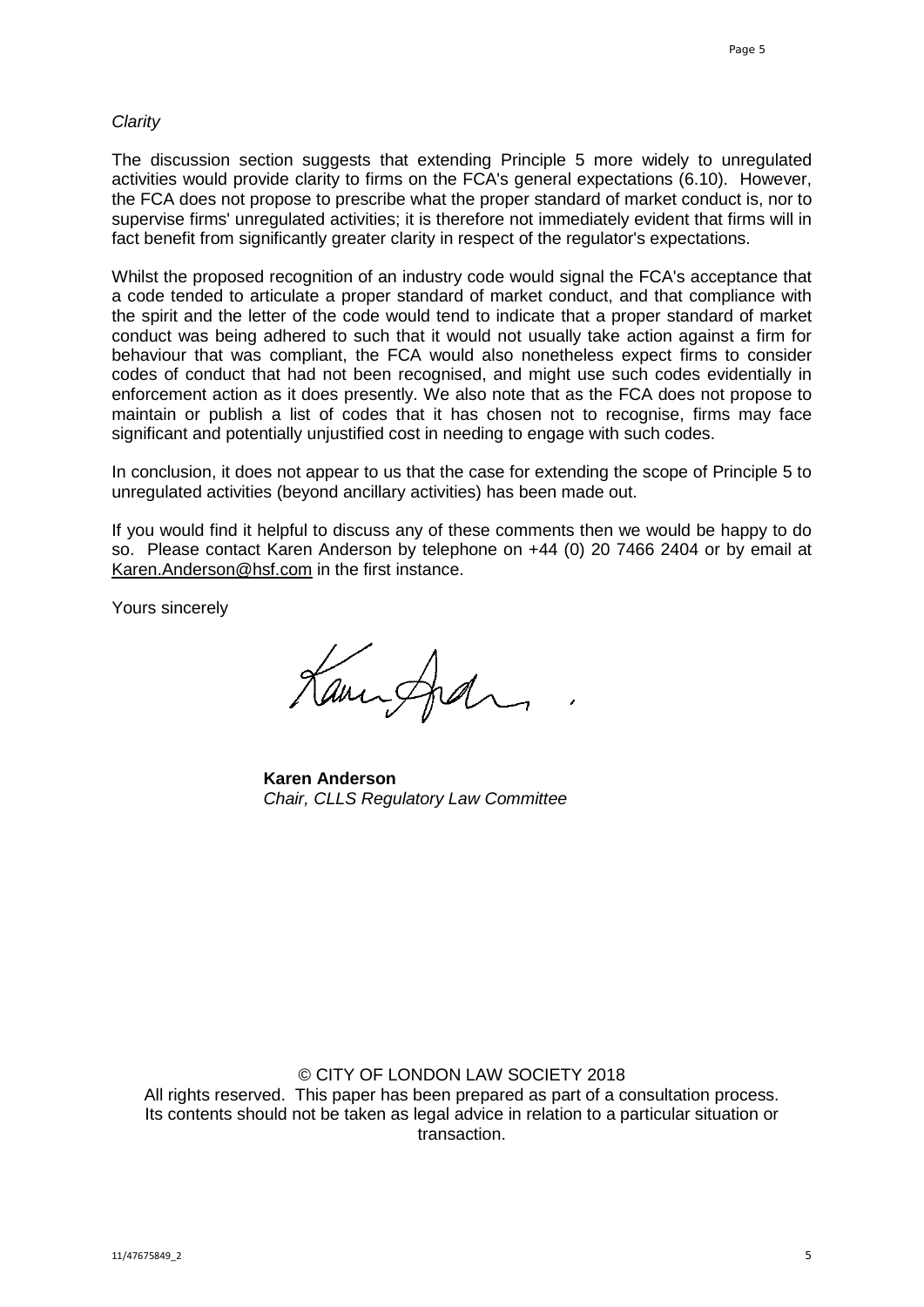*Clarity*

The discussion section suggests that extending Principle 5 more widely to unregulated activities would provide clarity to firms on the FCA's general expectations (6.10). However, the FCA does not propose to prescribe what the proper standard of market conduct is, nor to supervise firms' unregulated activities; it is therefore not immediately evident that firms will in fact benefit from significantly greater clarity in respect of the regulator's expectations.

Whilst the proposed recognition of an industry code would signal the FCA's acceptance that a code tended to articulate a proper standard of market conduct, and that compliance with the spirit and the letter of the code would tend to indicate that a proper standard of market conduct was being adhered to such that it would not usually take action against a firm for behaviour that was compliant, the FCA would also nonetheless expect firms to consider codes of conduct that had not been recognised, and might use such codes evidentially in enforcement action as it does presently. We also note that as the FCA does not propose to maintain or publish a list of codes that it has chosen not to recognise, firms may face significant and potentially unjustified cost in needing to engage with such codes.

In conclusion, it does not appear to us that the case for extending the scope of Principle 5 to unregulated activities (beyond ancillary activities) has been made out.

If you would find it helpful to discuss any of these comments then we would be happy to do so. Please contact Karen Anderson by telephone on +44 (0) 20 7466 2404 or by email at Karen.Anderson@hsf.com in the first instance.

Yours sincerely

**Karen Anderson**
*Chair, CLLS Regulatory Law Committee*

© CITY OF LONDON LAW SOCIETY 2018
All rights reserved. This paper has been prepared as part of a consultation process. Its contents should not be taken as legal advice in relation to a particular situation or transaction.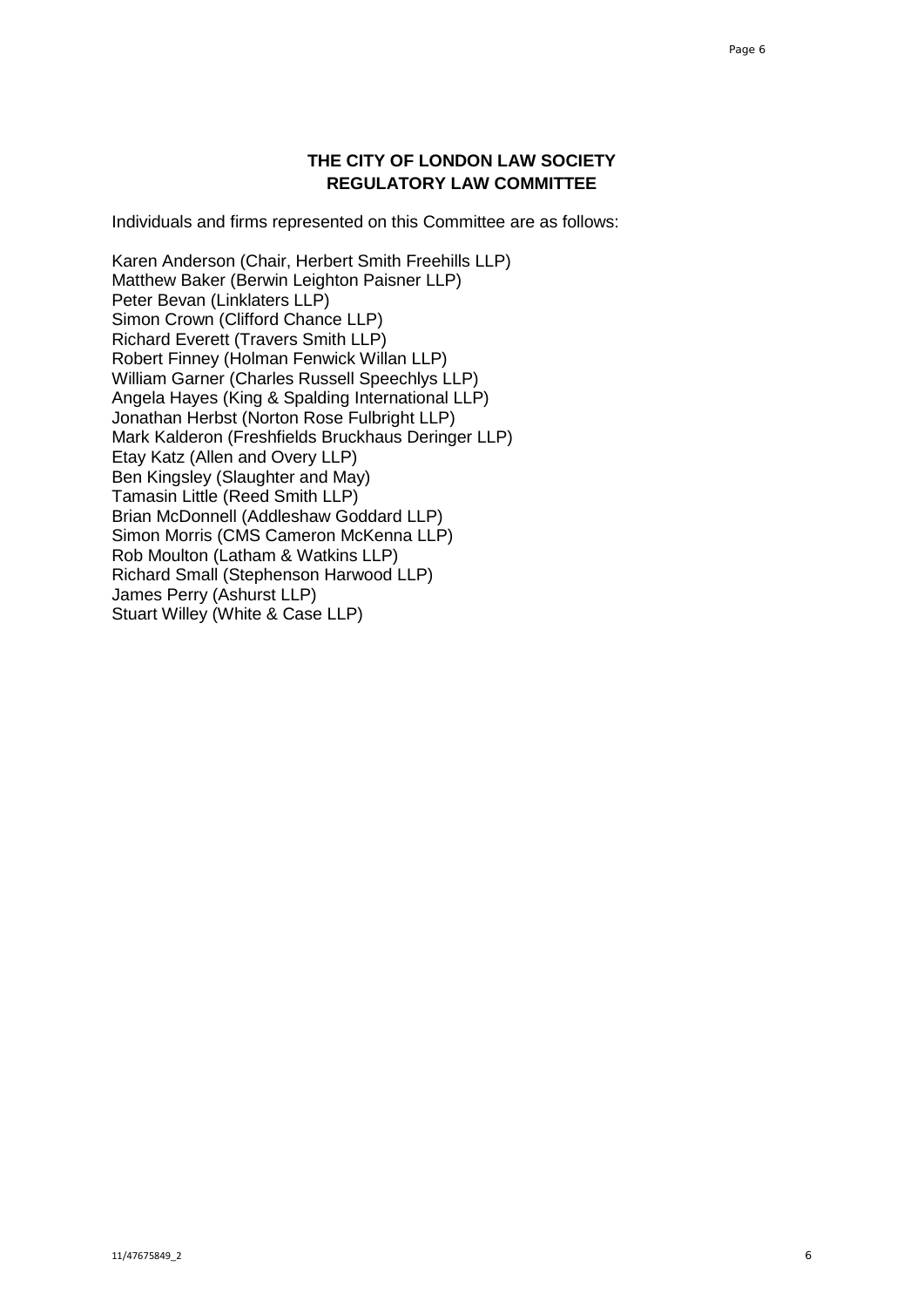**THE CITY OF LONDON LAW SOCIETY**
**REGULATORY LAW COMMITTEE**

Individuals and firms represented on this Committee are as follows:

Karen Anderson (Chair, Herbert Smith Freehills LLP)
Matthew Baker (Berwin Leighton Paisner LLP)
Peter Bevan (Linklaters LLP)
Simon Crown (Clifford Chance LLP)
Richard Everett (Travers Smith LLP)
Robert Finney (Holman Fenwick Willan LLP)
William Garner (Charles Russell Speechlys LLP)
Angela Hayes (King & Spalding International LLP)
Jonathan Herbst (Norton Rose Fulbright LLP)
Mark Kalderon (Freshfields Bruckhaus Deringer LLP)
Etay Katz (Allen and Overy LLP)
Ben Kingsley (Slaughter and May)
Tamasin Little (Reed Smith LLP)
Brian McDonnell (Addleshaw Goddard LLP)
Simon Morris (CMS Cameron McKenna LLP)
Rob Moulton (Latham & Watkins LLP)
Richard Small (Stephenson Harwood LLP)
James Perry (Ashurst LLP)
Stuart Willey (White & Case LLP)